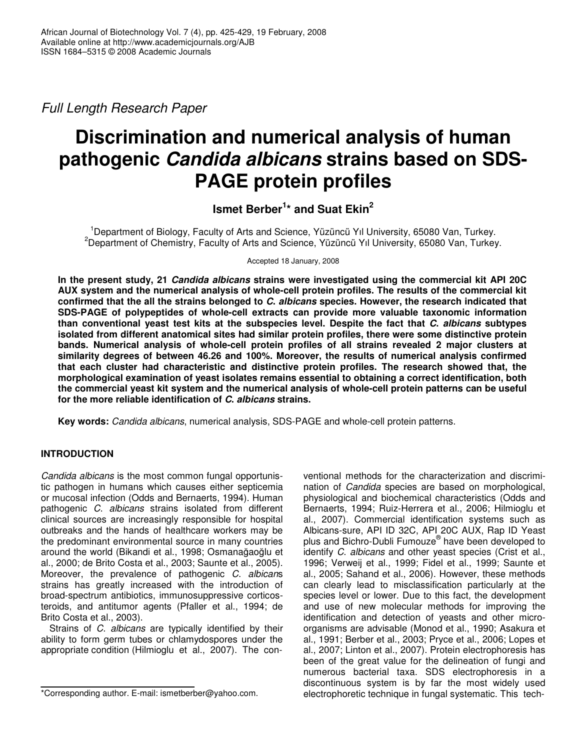*Full Length Research Paper*

# Discrimination and numerical analysis of human pathogenic *Candida albicans* strains based on SDS-PAGE protein profiles

**Ismet Berber[1]* and Suat Ekin[2]**

[1]Department of Biology, Faculty of Arts and Science, Yüzüncü Yıl University, 65080 Van, Turkey.
[2]Department of Chemistry, Faculty of Arts and Science, Yüzüncü Yıl University, 65080 Van, Turkey.

Accepted 18 January, 2008

**In the present study, 21 *Candida albicans* strains were investigated using the commercial kit API 20C AUX system and the numerical analysis of whole-cell protein profiles. The results of the commercial kit confirmed that the all the strains belonged to *C. albicans* species. However, the research indicated that SDS-PAGE of polypeptides of whole-cell extracts can provide more valuable taxonomic information than conventional yeast test kits at the subspecies level. Despite the fact that *C. albicans* subtypes isolated from different anatomical sites had similar protein profiles, there were some distinctive protein bands. Numerical analysis of whole-cell protein profiles of all strains revealed 2 major clusters at similarity degrees of between 46.26 and 100%. Moreover, the results of numerical analysis confirmed that each cluster had characteristic and distinctive protein profiles. The research showed that, the morphological examination of yeast isolates remains essential to obtaining a correct identification, both the commercial yeast kit system and the numerical analysis of whole-cell protein patterns can be useful for the more reliable identification of *C. albicans* strains.**

**Key words:** *Candida albicans*, numerical analysis, SDS-PAGE and whole-cell protein patterns.

## INTRODUCTION

*Candida albicans* is the most common fungal opportunistic pathogen in humans which causes either septicemia or mucosal infection (Odds and Bernaerts, 1994). Human pathogenic *C. albicans* strains isolated from different clinical sources are increasingly responsible for hospital outbreaks and the hands of healthcare workers may be the predominant environmental source in many countries around the world (Bikandi et al., 1998; Osmanağaoğlu et al., 2000; de Brito Costa et al., 2003; Saunte et al., 2005). Moreover, the prevalence of pathogenic *C. albicans* strains has greatly increased with the introduction of broad-spectrum antibiotics, immunosuppressive corticosteroids, and antitumor agents (Pfaller et al., 1994; de Brito Costa et al., 2003).

Strains of *C. albicans* are typically identified by their ability to form germ tubes or chlamydospores under the appropriate condition (Hilmioglu et al., 2007). The conventional methods for the characterization and discrimination of *Candida* species are based on morphological, physiological and biochemical characteristics (Odds and Bernaerts, 1994; Ruiz-Herrera et al., 2006; Hilmioglu et al., 2007). Commercial identification systems such as Albicans-sure, API ID 32C, API 20C AUX, Rap ID Yeast plus and Bichro-Dubli Fumouze® have been developed to identify *C. albicans* and other yeast species (Crist et al., 1996; Verweij et al., 1999; Fidel et al., 1999; Saunte et al., 2005; Sahand et al., 2006). However, these methods can clearly lead to misclassification particularly at the species level or lower. Due to this fact, the development and use of new molecular methods for improving the identification and detection of yeasts and other microorganisms are advisable (Monod et al., 1990; Asakura et al., 1991; Berber et al., 2003; Pryce et al., 2006; Lopes et al., 2007; Linton et al., 2007). Protein electrophoresis has been of the great value for the delineation of fungi and numerous bacterial taxa. SDS electrophoresis in a discontinuous system is by far the most widely used electrophoretic technique in fungal systematic. This tech-

*Corresponding author. E-mail: ismetberber@yahoo.com.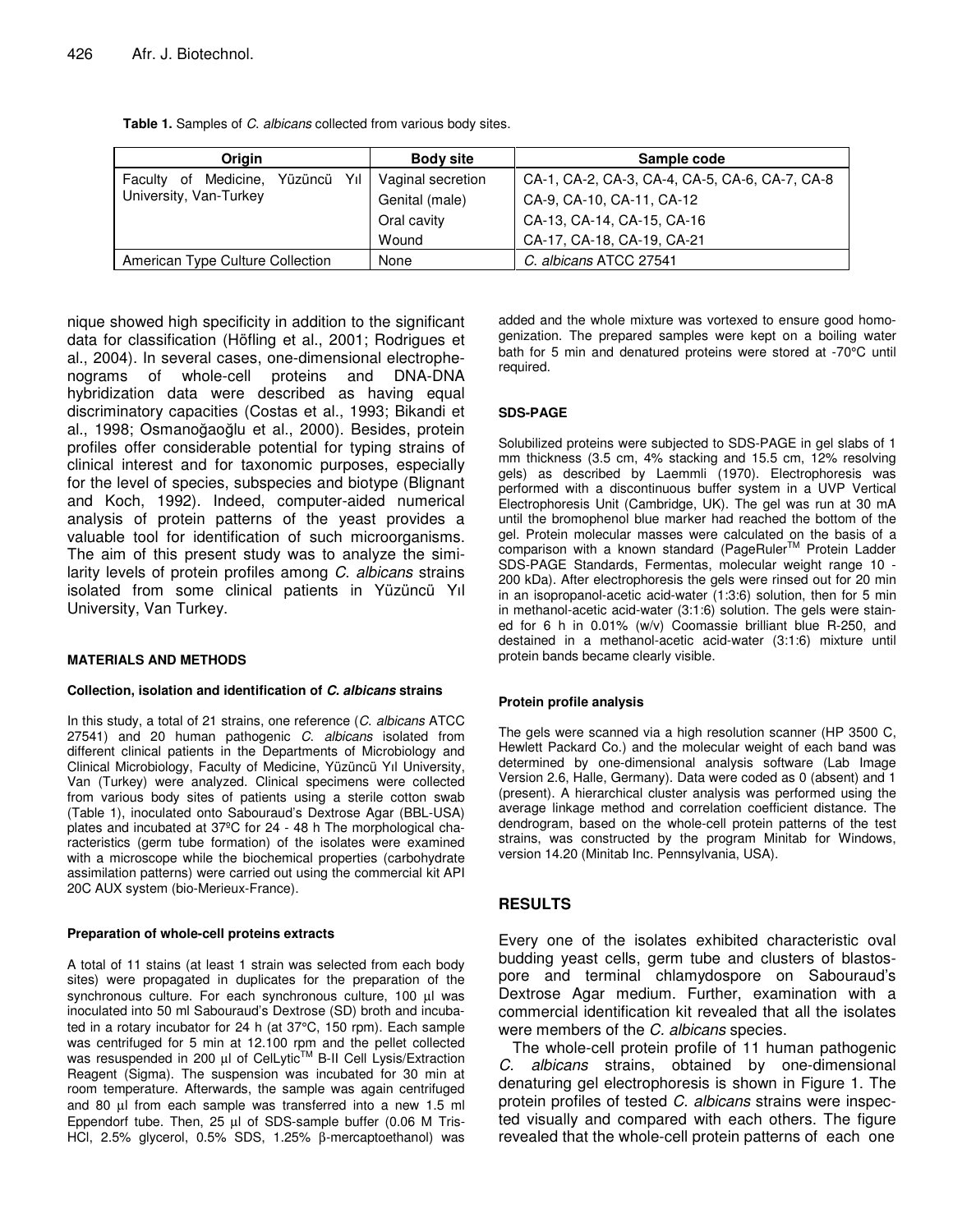**Table 1.** Samples of *C. albicans* collected from various body sites.

| Origin | Body site | Sample code |
|---|---|---|
| Faculty of Medicine, Yüzüncü Yıl University, Van-Turkey | Vaginal secretion | CA-1, CA-2, CA-3, CA-4, CA-5, CA-6, CA-7, CA-8 |
| | Genital (male) | CA-9, CA-10, CA-11, CA-12 |
| | Oral cavity | CA-13, CA-14, CA-15, CA-16 |
| | Wound | CA-17, CA-18, CA-19, CA-21 |
| American Type Culture Collection | None | *C. albicans* ATCC 27541 |

nique showed high specificity in addition to the significant data for classification (Höfling et al., 2001; Rodrigues et al., 2004). In several cases, one-dimensional electrophenograms of whole-cell proteins and DNA-DNA hybridization data were described as having equal discriminatory capacities (Costas et al., 1993; Bikandi et al., 1998; Osmanoğaoğlu et al., 2000). Besides, protein profiles offer considerable potential for typing strains of clinical interest and for taxonomic purposes, especially for the level of species, subspecies and biotype (Blignant and Koch, 1992). Indeed, computer-aided numerical analysis of protein patterns of the yeast provides a valuable tool for identification of such microorganisms. The aim of this present study was to analyze the similarity levels of protein profiles among *C. albicans* strains isolated from some clinical patients in Yüzüncü Yıl University, Van Turkey.

## MATERIALS AND METHODS

### Collection, isolation and identification of *C. albicans* strains

In this study, a total of 21 strains, one reference (*C. albicans* ATCC 27541) and 20 human pathogenic *C. albicans* isolated from different clinical patients in the Departments of Microbiology and Clinical Microbiology, Faculty of Medicine, Yüzüncü Yıl University, Van (Turkey) were analyzed. Clinical specimens were collected from various body sites of patients using a sterile cotton swab (Table 1), inoculated onto Sabouraud's Dextrose Agar (BBL-USA) plates and incubated at 37ºC for 24 - 48 h The morphological characteristics (germ tube formation) of the isolates were examined with a microscope while the biochemical properties (carbohydrate assimilation patterns) were carried out using the commercial kit API 20C AUX system (bio-Merieux-France).

### Preparation of whole-cell proteins extracts

A total of 11 stains (at least 1 strain was selected from each body sites) were propagated in duplicates for the preparation of the synchronous culture. For each synchronous culture, 100 µl was inoculated into 50 ml Sabouraud's Dextrose (SD) broth and incubated in a rotary incubator for 24 h (at 37°C, 150 rpm). Each sample was centrifuged for 5 min at 12.100 rpm and the pellet collected was resuspended in 200 µl of CelLytic™ B-II Cell Lysis/Extraction Reagent (Sigma). The suspension was incubated for 30 min at room temperature. Afterwards, the sample was again centrifuged and 80 µl from each sample was transferred into a new 1.5 ml Eppendorf tube. Then, 25 µl of SDS-sample buffer (0.06 M Tris-HCl, 2.5% glycerol, 0.5% SDS, 1.25% β-mercaptoethanol) was added and the whole mixture was vortexed to ensure good homogenization. The prepared samples were kept on a boiling water bath for 5 min and denatured proteins were stored at -70°C until required.

### SDS-PAGE

Solubilized proteins were subjected to SDS-PAGE in gel slabs of 1 mm thickness (3.5 cm, 4% stacking and 15.5 cm, 12% resolving gels) as described by Laemmli (1970). Electrophoresis was performed with a discontinuous buffer system in a UVP Vertical Electrophoresis Unit (Cambridge, UK). The gel was run at 30 mA until the bromophenol blue marker had reached the bottom of the gel. Protein molecular masses were calculated on the basis of a comparison with a known standard (PageRuler™ Protein Ladder SDS-PAGE Standards, Fermentas, molecular weight range 10 - 200 kDa). After electrophoresis the gels were rinsed out for 20 min in an isopropanol-acetic acid-water (1:3:6) solution, then for 5 min in methanol-acetic acid-water (3:1:6) solution. The gels were stained for 6 h in 0.01% (w/v) Coomassie brilliant blue R-250, and destained in a methanol-acetic acid-water (3:1:6) mixture until protein bands became clearly visible.

### Protein profile analysis

The gels were scanned via a high resolution scanner (HP 3500 C, Hewlett Packard Co.) and the molecular weight of each band was determined by one-dimensional analysis software (Lab Image Version 2.6, Halle, Germany). Data were coded as 0 (absent) and 1 (present). A hierarchical cluster analysis was performed using the average linkage method and correlation coefficient distance. The dendrogram, based on the whole-cell protein patterns of the test strains, was constructed by the program Minitab for Windows, version 14.20 (Minitab Inc. Pennsylvania, USA).

## RESULTS

Every one of the isolates exhibited characteristic oval budding yeast cells, germ tube and clusters of blastospore and terminal chlamydospore on Sabouraud's Dextrose Agar medium. Further, examination with a commercial identification kit revealed that all the isolates were members of the *C. albicans* species.

The whole-cell protein profile of 11 human pathogenic *C. albicans* strains, obtained by one-dimensional denaturing gel electrophoresis is shown in Figure 1. The protein profiles of tested *C. albicans* strains were inspected visually and compared with each others. The figure revealed that the whole-cell protein patterns of each one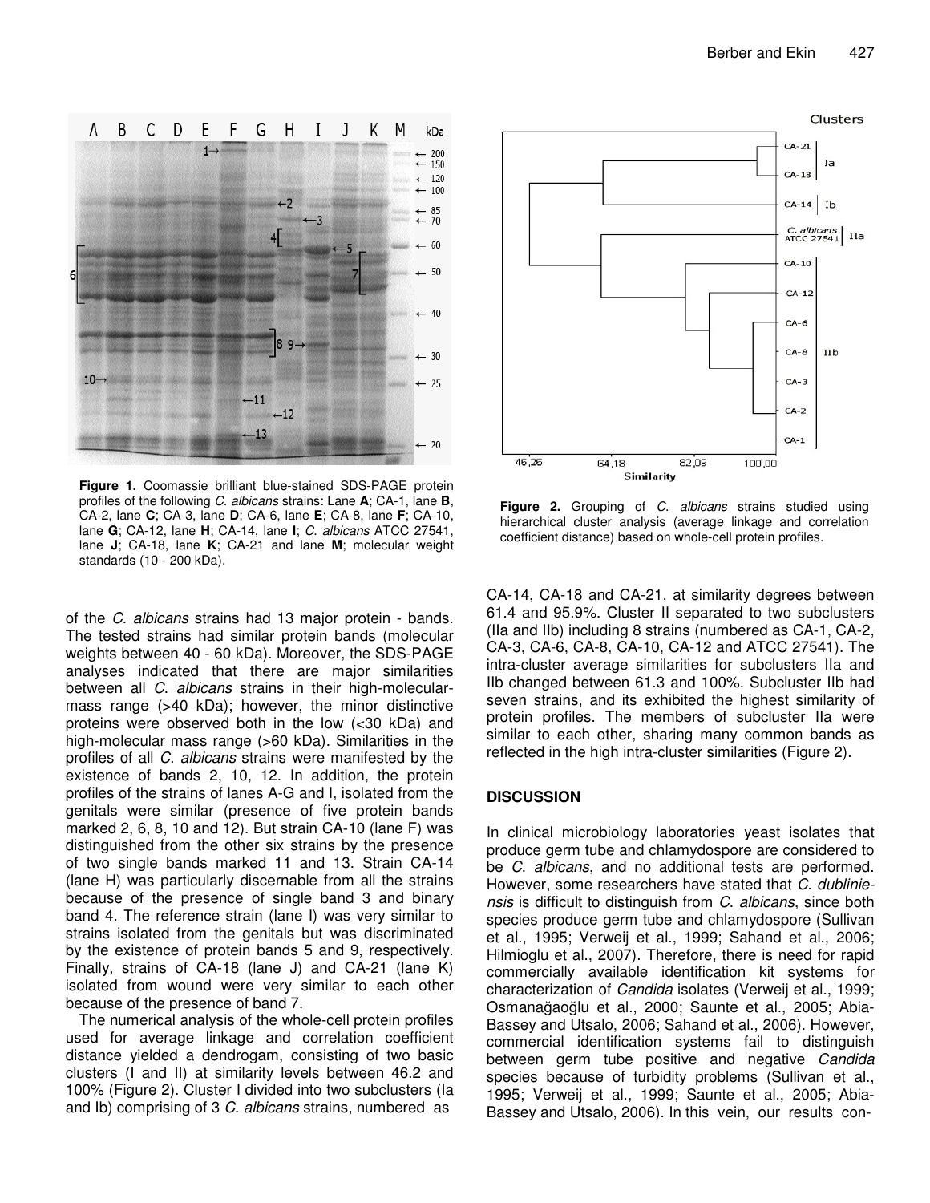**Figure 1.** Coomassie brilliant blue-stained SDS-PAGE protein profiles of the following *C. albicans* strains: Lane **A**; CA-1, lane **B**, CA-2, lane **C**; CA-3, lane **D**; CA-6, lane **E**; CA-8, lane **F**; CA-10, lane **G**; CA-12, lane **H**; CA-14, lane **I**; *C. albicans* ATCC 27541, lane **J**; CA-18, lane **K**; CA-21 and lane **M**; molecular weight standards (10 - 200 kDa).

**Figure 2.** Grouping of *C. albicans* strains studied using hierarchical cluster analysis (average linkage and correlation coefficient distance) based on whole-cell protein profiles.

of the *C. albicans* strains had 13 major protein - bands. The tested strains had similar protein bands (molecular weights between 40 - 60 kDa). Moreover, the SDS-PAGE analyses indicated that there are major similarities between all *C. albicans* strains in their high-molecular-mass range (>40 kDa); however, the minor distinctive proteins were observed both in the low (<30 kDa) and high-molecular mass range (>60 kDa). Similarities in the profiles of all *C. albicans* strains were manifested by the existence of bands 2, 10, 12. In addition, the protein profiles of the strains of lanes A-G and I, isolated from the genitals were similar (presence of five protein bands marked 2, 6, 8, 10 and 12). But strain CA-10 (lane F) was distinguished from the other six strains by the presence of two single bands marked 11 and 13. Strain CA-14 (lane H) was particularly discernable from all the strains because of the presence of single band 3 and binary band 4. The reference strain (lane I) was very similar to strains isolated from the genitals but was discriminated by the existence of protein bands 5 and 9, respectively. Finally, strains of CA-18 (lane J) and CA-21 (lane K) isolated from wound were very similar to each other because of the presence of band 7.

The numerical analysis of the whole-cell protein profiles used for average linkage and correlation coefficient distance yielded a dendrogam, consisting of two basic clusters (I and II) at similarity levels between 46.2 and 100% (Figure 2). Cluster I divided into two subclusters (Ia and Ib) comprising of 3 *C. albicans* strains, numbered as CA-14, CA-18 and CA-21, at similarity degrees between 61.4 and 95.9%. Cluster II separated to two subclusters (IIa and IIb) including 8 strains (numbered as CA-1, CA-2, CA-3, CA-6, CA-8, CA-10, CA-12 and ATCC 27541). The intra-cluster average similarities for subclusters IIa and IIb changed between 61.3 and 100%. Subcluster IIb had seven strains, and its exhibited the highest similarity of protein profiles. The members of subcluster IIa were similar to each other, sharing many common bands as reflected in the high intra-cluster similarities (Figure 2).

## DISCUSSION

In clinical microbiology laboratories yeast isolates that produce germ tube and chlamydospore are considered to be *C. albicans*, and no additional tests are performed. However, some researchers have stated that *C. dubliniensis* is difficult to distinguish from *C. albicans*, since both species produce germ tube and chlamydospore (Sullivan et al., 1995; Verweij et al., 1999; Sahand et al., 2006; Hilmioglu et al., 2007). Therefore, there is need for rapid commercially available identification kit systems for characterization of *Candida* isolates (Verweij et al., 1999; Osmanağaoğlu et al., 2000; Saunte et al., 2005; Abia-Bassey and Utsalo, 2006; Sahand et al., 2006). However, commercial identification systems fail to distinguish between germ tube positive and negative *Candida* species because of turbidity problems (Sullivan et al., 1995; Verweij et al., 1999; Saunte et al., 2005; Abia-Bassey and Utsalo, 2006). In this vein, our results con-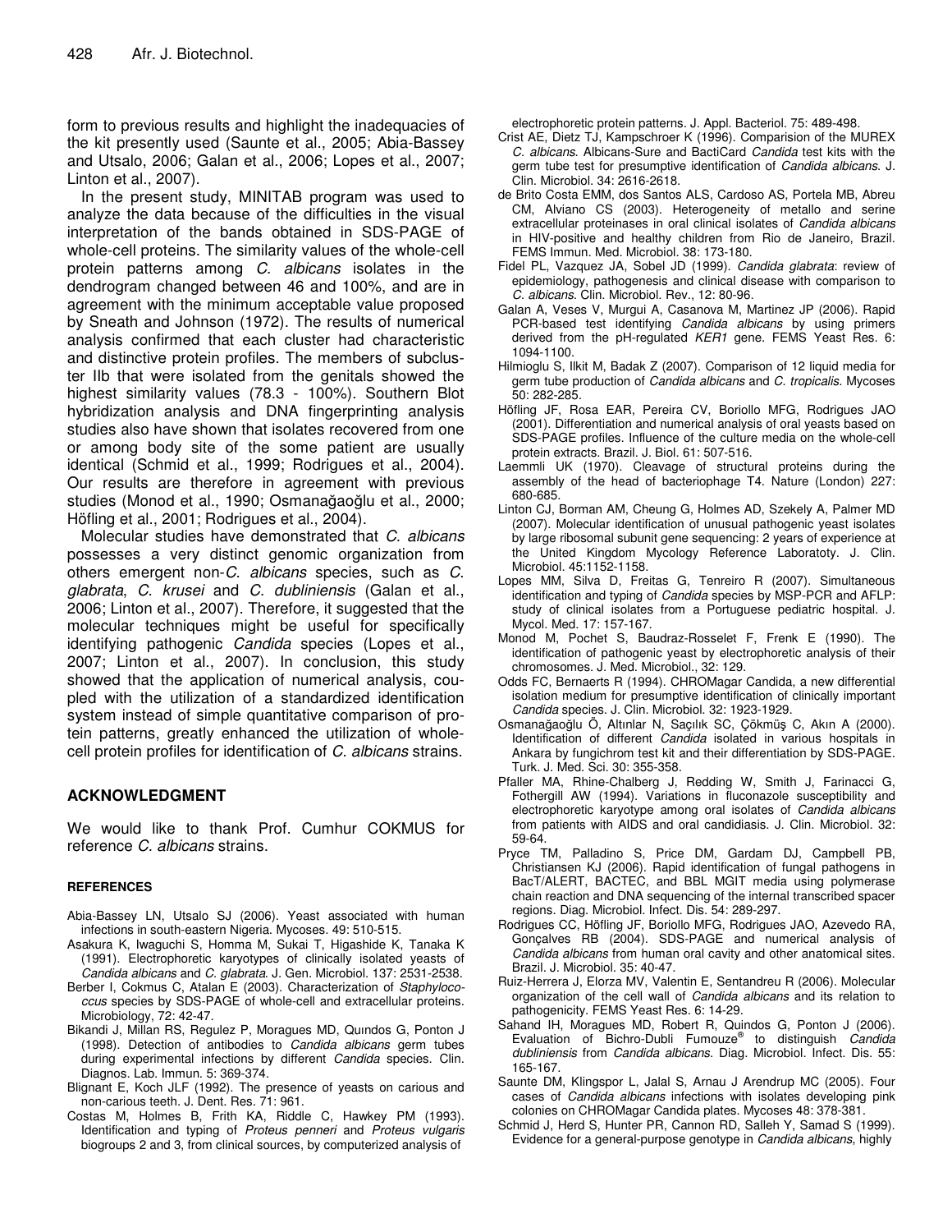form to previous results and highlight the inadequacies of the kit presently used (Saunte et al., 2005; Abia-Bassey and Utsalo, 2006; Galan et al., 2006; Lopes et al., 2007; Linton et al., 2007).

In the present study, MINITAB program was used to analyze the data because of the difficulties in the visual interpretation of the bands obtained in SDS-PAGE of whole-cell proteins. The similarity values of the whole-cell protein patterns among *C. albicans* isolates in the dendrogram changed between 46 and 100%, and are in agreement with the minimum acceptable value proposed by Sneath and Johnson (1972). The results of numerical analysis confirmed that each cluster had characteristic and distinctive protein profiles. The members of subcluster IIb that were isolated from the genitals showed the highest similarity values (78.3 - 100%). Southern Blot hybridization analysis and DNA fingerprinting analysis studies also have shown that isolates recovered from one or among body site of the some patient are usually identical (Schmid et al., 1999; Rodrigues et al., 2004). Our results are therefore in agreement with previous studies (Monod et al., 1990; Osmanağaoğlu et al., 2000; Höfling et al., 2001; Rodrigues et al., 2004).

Molecular studies have demonstrated that *C. albicans* possesses a very distinct genomic organization from others emergent non-*C. albicans* species, such as *C. glabrata*, *C. krusei* and *C. dubliniensis* (Galan et al., 2006; Linton et al., 2007). Therefore, it suggested that the molecular techniques might be useful for specifically identifying pathogenic *Candida* species (Lopes et al., 2007; Linton et al., 2007). In conclusion, this study showed that the application of numerical analysis, coupled with the utilization of a standardized identification system instead of simple quantitative comparison of protein patterns, greatly enhanced the utilization of whole-cell protein profiles for identification of *C. albicans* strains.

## ACKNOWLEDGMENT

We would like to thank Prof. Cumhur COKMUS for reference *C. albicans* strains.

### REFERENCES

Abia-Bassey LN, Utsalo SJ (2006). Yeast associated with human infections in south-eastern Nigeria. Mycoses. 49: 510-515.

Asakura K, Iwaguchi S, Homma M, Sukai T, Higashide K, Tanaka K (1991). Electrophoretic karyotypes of clinically isolated yeasts of *Candida albicans* and *C. glabrata*. J. Gen. Microbiol. 137: 2531-2538.

Berber I, Cokmus C, Atalan E (2003). Characterization of *Staphylococcus* species by SDS-PAGE of whole-cell and extracellular proteins. Microbiology, 72: 42-47.

Bikandi J, Millan RS, Regulez P, Moragues MD, Quındos G, Ponton J (1998). Detection of antibodies to *Candida albicans* germ tubes during experimental infections by different *Candida* species. Clin. Diagnos. Lab. Immun. 5: 369-374.

Blignant E, Koch JLF (1992). The presence of yeasts on carious and non-carious teeth. J. Dent. Res. 71: 961.

Costas M, Holmes B, Frith KA, Riddle C, Hawkey PM (1993). Identification and typing of *Proteus penneri* and *Proteus vulgaris* biogroups 2 and 3, from clinical sources, by computerized analysis of electrophoretic protein patterns. J. Appl. Bacteriol. 75: 489-498.

Crist AE, Dietz TJ, Kampschroer K (1996). Comparision of the MUREX *C. albicans*. Albicans-Sure and BactiCard *Candida* test kits with the germ tube test for presumptive identification of *Candida albicans*. J. Clin. Microbiol. 34: 2616-2618.

de Brito Costa EMM, dos Santos ALS, Cardoso AS, Portela MB, Abreu CM, Alviano CS (2003). Heterogeneity of metallo and serine extracellular proteinases in oral clinical isolates of *Candida albicans* in HIV-positive and healthy children from Rio de Janeiro, Brazil. FEMS Immun. Med. Microbiol. 38: 173-180.

Fidel PL, Vazquez JA, Sobel JD (1999). *Candida glabrata*: review of epidemiology, pathogenesis and clinical disease with comparison to *C. albicans*. Clin. Microbiol. Rev., 12: 80-96.

Galan A, Veses V, Murgui A, Casanova M, Martinez JP (2006). Rapid PCR-based test identifying *Candida albicans* by using primers derived from the pH-regulated *KER1* gene. FEMS Yeast Res. 6: 1094-1100.

Hilmioglu S, Ilkit M, Badak Z (2007). Comparison of 12 liquid media for germ tube production of *Candida albicans* and *C. tropicalis*. Mycoses 50: 282-285.

Höfling JF, Rosa EAR, Pereira CV, Boriollo MFG, Rodrigues JAO (2001). Differentiation and numerical analysis of oral yeasts based on SDS-PAGE profiles. Influence of the culture media on the whole-cell protein extracts. Brazil. J. Biol. 61: 507-516.

Laemmli UK (1970). Cleavage of structural proteins during the assembly of the head of bacteriophage T4. Nature (London) 227: 680-685.

Linton CJ, Borman AM, Cheung G, Holmes AD, Szekely A, Palmer MD (2007). Molecular identification of unusual pathogenic yeast isolates by large ribosomal subunit gene sequencing: 2 years of experience at the United Kingdom Mycology Reference Laboratoty. J. Clin. Microbiol. 45:1152-1158.

Lopes MM, Silva D, Freitas G, Tenreiro R (2007). Simultaneous identification and typing of *Candida* species by MSP-PCR and AFLP: study of clinical isolates from a Portuguese pediatric hospital. J. Mycol. Med. 17: 157-167.

Monod M, Pochet S, Baudraz-Rosselet F, Frenk E (1990). The identification of pathogenic yeast by electrophoretic analysis of their chromosomes. J. Med. Microbiol., 32: 129.

Odds FC, Bernaerts R (1994). CHROMagar Candida, a new differential isolation medium for presumptive identification of clinically important *Candida* species. J. Clin. Microbiol. 32: 1923-1929.

Osmanağaoğlu Ö, Altınlar N, Saçılık SC, Çökmüş C, Akın A (2000). Identification of different *Candida* isolated in various hospitals in Ankara by fungichrom test kit and their differentiation by SDS-PAGE. Turk. J. Med. Sci. 30: 355-358.

Pfaller MA, Rhine-Chalberg J, Redding W, Smith J, Farinacci G, Fothergill AW (1994). Variations in fluconazole susceptibility and electrophoretic karyotype among oral isolates of *Candida albicans* from patients with AIDS and oral candidiasis. J. Clin. Microbiol. 32: 59-64.

Pryce TM, Palladino S, Price DM, Gardam DJ, Campbell PB, Christiansen KJ (2006). Rapid identification of fungal pathogens in BacT/ALERT, BACTEC, and BBL MGIT media using polymerase chain reaction and DNA sequencing of the internal transcribed spacer regions. Diag. Microbiol. Infect. Dis. 54: 289-297.

Rodrigues CC, Höfling JF, Boriollo MFG, Rodrigues JAO, Azevedo RA, Gonçalves RB (2004). SDS-PAGE and numerical analysis of *Candida albicans* from human oral cavity and other anatomical sites. Brazil. J. Microbiol. 35: 40-47.

Ruiz-Herrera J, Elorza MV, Valentin E, Sentandreu R (2006). Molecular organization of the cell wall of *Candida albicans* and its relation to pathogenicity. FEMS Yeast Res. 6: 14-29.

Sahand IH, Moragues MD, Robert R, Quindos G, Ponton J (2006). Evaluation of Bichro-Dubli Fumouze® to distinguish *Candida dubliniensis* from *Candida albicans*. Diag. Microbiol. Infect. Dis. 55: 165-167.

Saunte DM, Klingspor L, Jalal S, Arnau J Arendrup MC (2005). Four cases of *Candida albicans* infections with isolates developing pink colonies on CHROMagar Candida plates. Mycoses 48: 378-381.

Schmid J, Herd S, Hunter PR, Cannon RD, Salleh Y, Samad S (1999). Evidence for a general-purpose genotype in *Candida albicans*, highly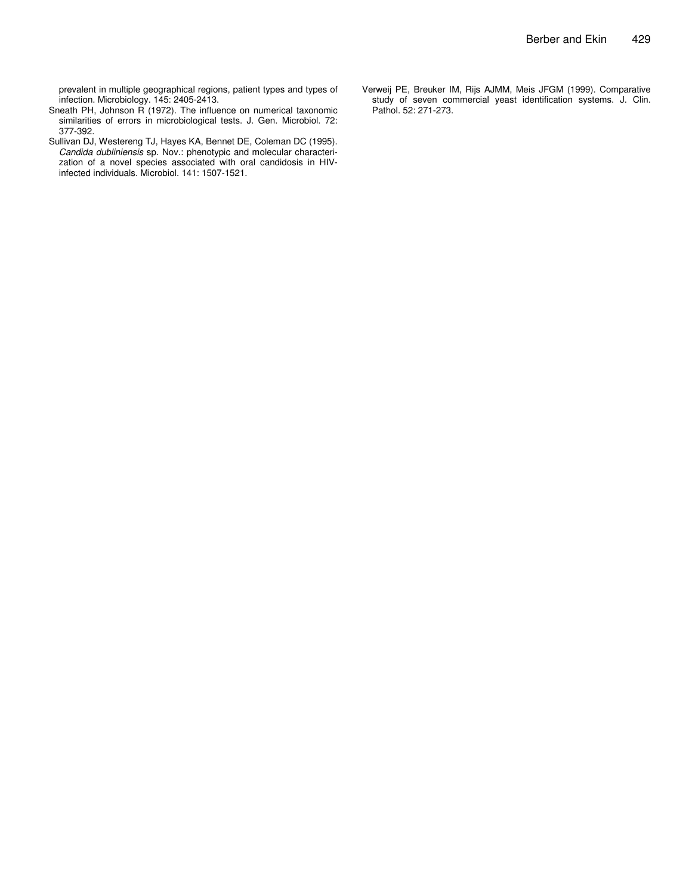prevalent in multiple geographical regions, patient types and types of infection. Microbiology. 145: 2405-2413.

Sneath PH, Johnson R (1972). The influence on numerical taxonomic similarities of errors in microbiological tests. J. Gen. Microbiol. 72: 377-392.

Sullivan DJ, Westereng TJ, Hayes KA, Bennet DE, Coleman DC (1995). *Candida dubliniensis* sp. Nov.: phenotypic and molecular characterization of a novel species associated with oral candidosis in HIV-infected individuals. Microbiol. 141: 1507-1521.

Verweij PE, Breuker IM, Rijs AJMM, Meis JFGM (1999). Comparative study of seven commercial yeast identification systems. J. Clin. Pathol. 52: 271-273.